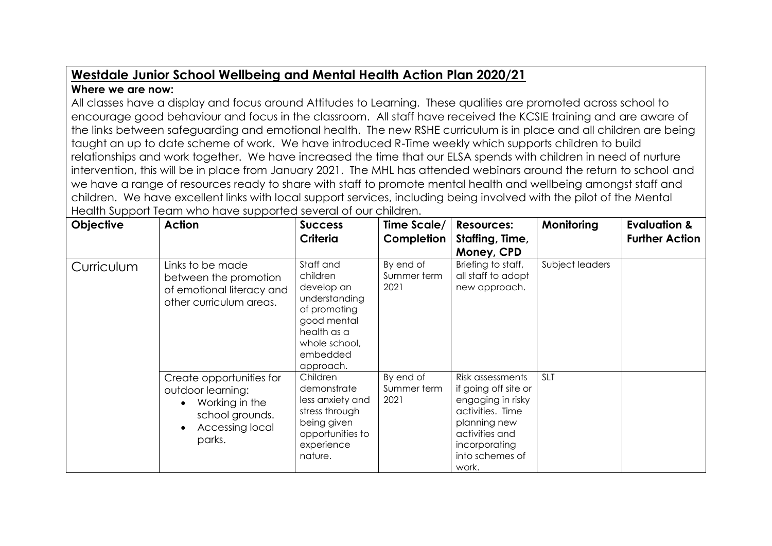## Westdale Junior School Wellbeing and Mental Health Action Plan 2020/21

**Where we are now:**

All classes have a display and focus around Attitudes to Learning. These qualities are promoted across school to encourage good behaviour and focus in the classroom. All staff have received the KCSIE training and are aware of the links between safeguarding and emotional health. The new RSHE curriculum is in place and all children are being taught an up to date scheme of work. We have introduced R-Time weekly which supports children to build relationships and work together. We have increased the time that our ELSA spends with children in need of nurture intervention, this will be in place from January 2021. The MHL has attended webinars around the return to school and we have a range of resources ready to share with staff to promote mental health and wellbeing amongst staff and children. We have excellent links with local support services, including being involved with the pilot of the Mental Health Support Team who have supported several of our children.

| Objective | Action | Success Criteria | Time Scale/ Completion | Resources: Staffing, Time, Money, CPD | Monitoring | Evaluation & Further Action |
|---|---|---|---|---|---|---|
| Curriculum | Links to be made between the promotion of emotional literacy and other curriculum areas. | Staff and children develop an understanding of promoting good mental health as a whole school, embedded approach. | By end of Summer term 2021 | Briefing to staff, all staff to adopt new approach. | Subject leaders | |
| | Create opportunities for outdoor learning:<br>• Working in the school grounds.<br>• Accessing local parks. | Children demonstrate less anxiety and stress through being given opportunities to experience nature. | By end of Summer term 2021 | Risk assessments if going off site or engaging in risky activities. Time planning new activities and incorporating into schemes of work. | SLT | |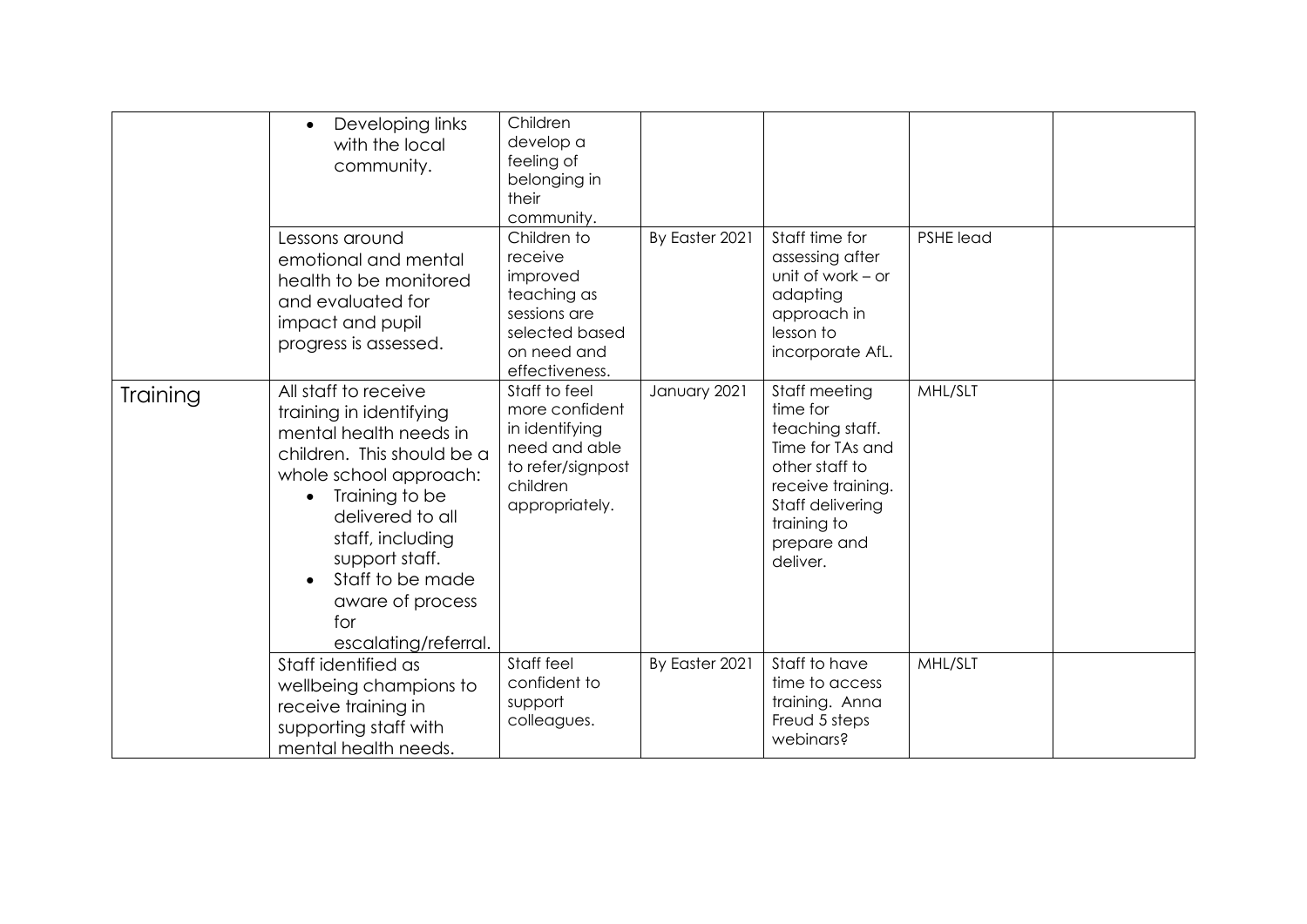| | | | | | | |
|---|---|---|---|---|---|---|
| | • Developing links with the local community. | Children develop a feeling of belonging in their community. | | | | |
| | Lessons around emotional and mental health to be monitored and evaluated for impact and pupil progress is assessed. | Children to receive improved teaching as sessions are selected based on need and effectiveness. | By Easter 2021 | Staff time for assessing after unit of work – or adapting approach in lesson to incorporate AfL. | PSHE lead | |
| Training | All staff to receive training in identifying mental health needs in children. This should be a whole school approach: <br>• Training to be delivered to all staff, including support staff. <br>• Staff to be made aware of process for escalating/referral. | Staff to feel more confident in identifying need and able to refer/signpost children appropriately. | January 2021 | Staff meeting time for teaching staff. Time for TAs and other staff to receive training. Staff delivering training to prepare and deliver. | MHL/SLT | |
| | Staff identified as wellbeing champions to receive training in supporting staff with mental health needs. | Staff feel confident to support colleagues. | By Easter 2021 | Staff to have time to access training. Anna Freud 5 steps webinars? | MHL/SLT | |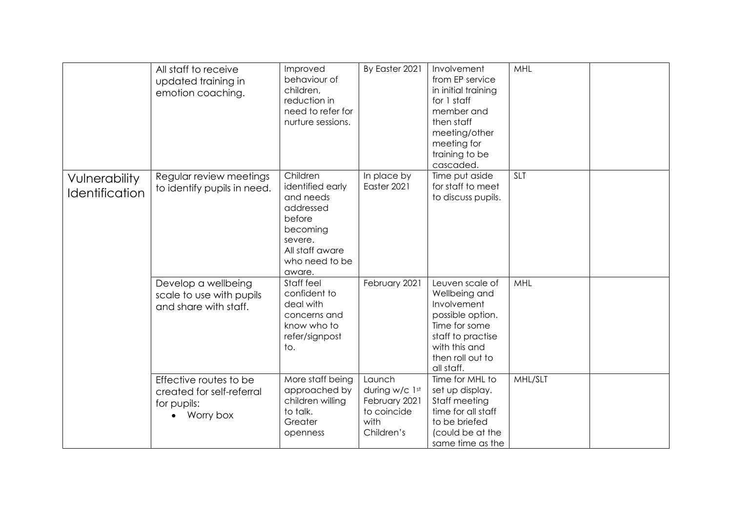| | | | | | | |
|---|---|---|---|---|---|---|
| | All staff to receive updated training in emotion coaching. | Improved behaviour of children, reduction in need to refer for nurture sessions. | By Easter 2021 | Involvement from EP service in initial training for 1 staff member and then staff meeting/other meeting for training to be cascaded. | MHL | |
| Vulnerability Identification | Regular review meetings to identify pupils in need. | Children identified early and needs addressed before becoming severe. All staff aware who need to be aware. | In place by Easter 2021 | Time put aside for staff to meet to discuss pupils. | SLT | |
| | Develop a wellbeing scale to use with pupils and share with staff. | Staff feel confident to deal with concerns and know who to refer/signpost to. | February 2021 | Leuven scale of Wellbeing and Involvement possible option. Time for some staff to practise with this and then roll out to all staff. | MHL | |
| | Effective routes to be created for self-referral for pupils: <br>• Worry box | More staff being approached by children willing to talk. Greater openness | Launch during w/c 1st February 2021 to coincide with Children's | Time for MHL to set up display. Staff meeting time for all staff to be briefed (could be at the same time as the | MHL/SLT | |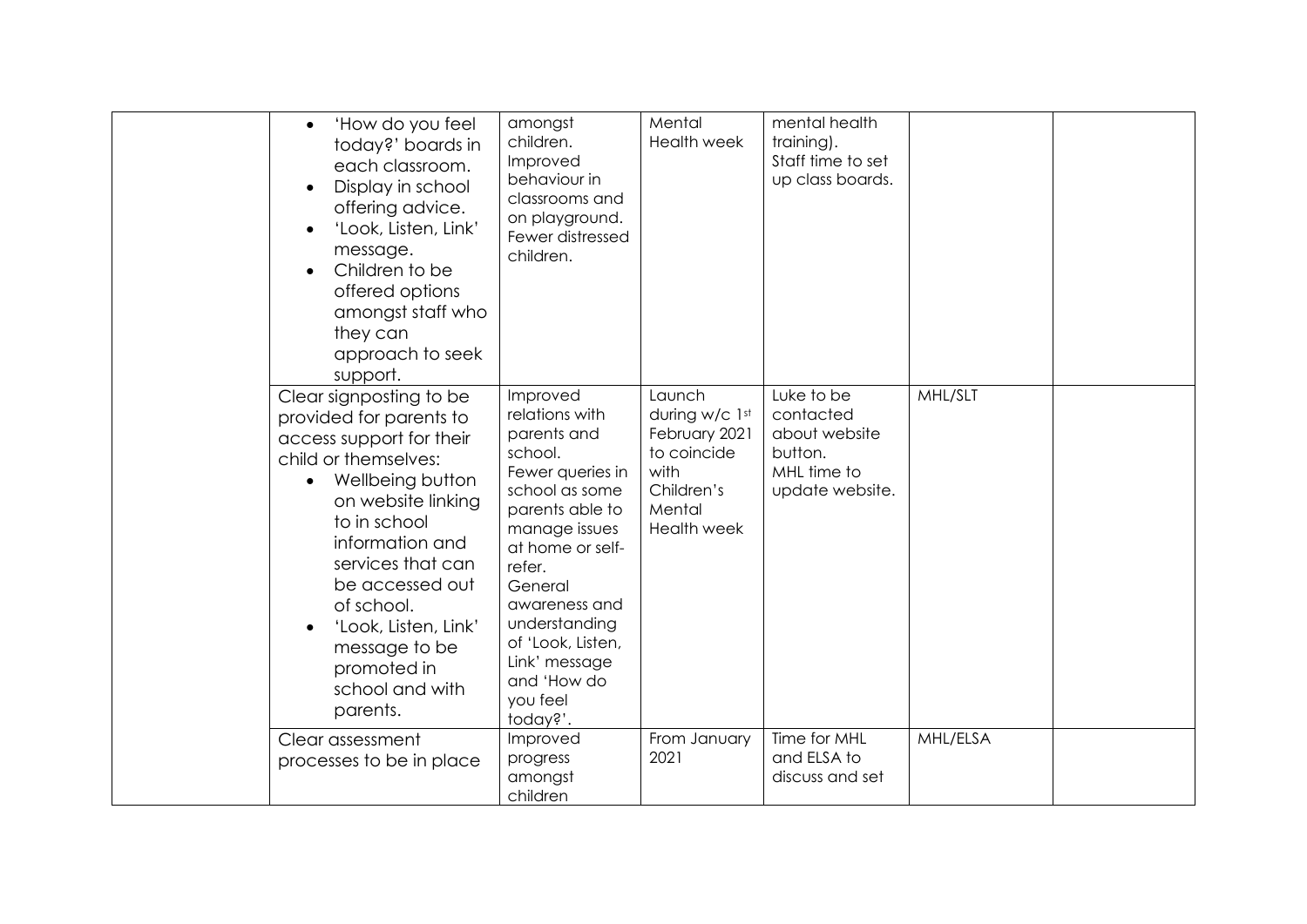| | | | | | | |
|---|---|---|---|---|---|---|
| | • 'How do you feel today?' boards in each classroom.<br>• Display in school offering advice.<br>• 'Look, Listen, Link' message.<br>• Children to be offered options amongst staff who they can approach to seek support. | amongst children.<br>Improved behaviour in classrooms and on playground.<br>Fewer distressed children. | Mental Health week | mental health training).<br>Staff time to set up class boards. | | |
| | Clear signposting to be provided for parents to access support for their child or themselves:<br>• Wellbeing button on website linking to in school information and services that can be accessed out of school.<br>• 'Look, Listen, Link' message to be promoted in school and with parents. | Improved relations with parents and school.<br>Fewer queries in school as some parents able to manage issues at home or self-refer.<br>General awareness and understanding of 'Look, Listen, Link' message and 'How do you feel today?'. | Launch during w/c 1st February 2021 to coincide with Children's Mental Health week | Luke to be contacted about website button.<br>MHL time to update website. | MHL/SLT | |
| | Clear assessment processes to be in place | Improved progress amongst children | From January 2021 | Time for MHL and ELSA to discuss and set | MHL/ELSA | |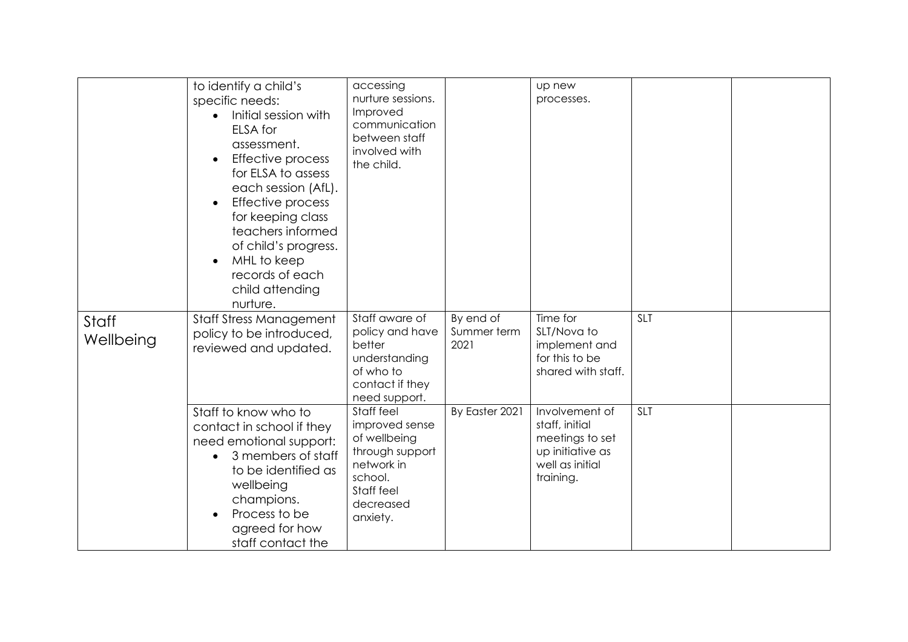| | | | | | | |
|---|---|---|---|---|---|---|
| | to identify a child's specific needs:<br>• Initial session with ELSA for assessment.<br>• Effective process for ELSA to assess each session (AfL).<br>• Effective process for keeping class teachers informed of child's progress.<br>• MHL to keep records of each child attending nurture. | accessing nurture sessions. Improved communication between staff involved with the child. | | up new processes. | | |
| Staff Wellbeing | Staff Stress Management policy to be introduced, reviewed and updated. | Staff aware of policy and have better understanding of who to contact if they need support. | By end of Summer term 2021 | Time for SLT/Nova to implement and for this to be shared with staff. | SLT | |
| | Staff to know who to contact in school if they need emotional support:<br>• 3 members of staff to be identified as wellbeing champions.<br>• Process to be agreed for how staff contact the | Staff feel improved sense of wellbeing through support network in school. Staff feel decreased anxiety. | By Easter 2021 | Involvement of staff, initial meetings to set up initiative as well as initial training. | SLT | |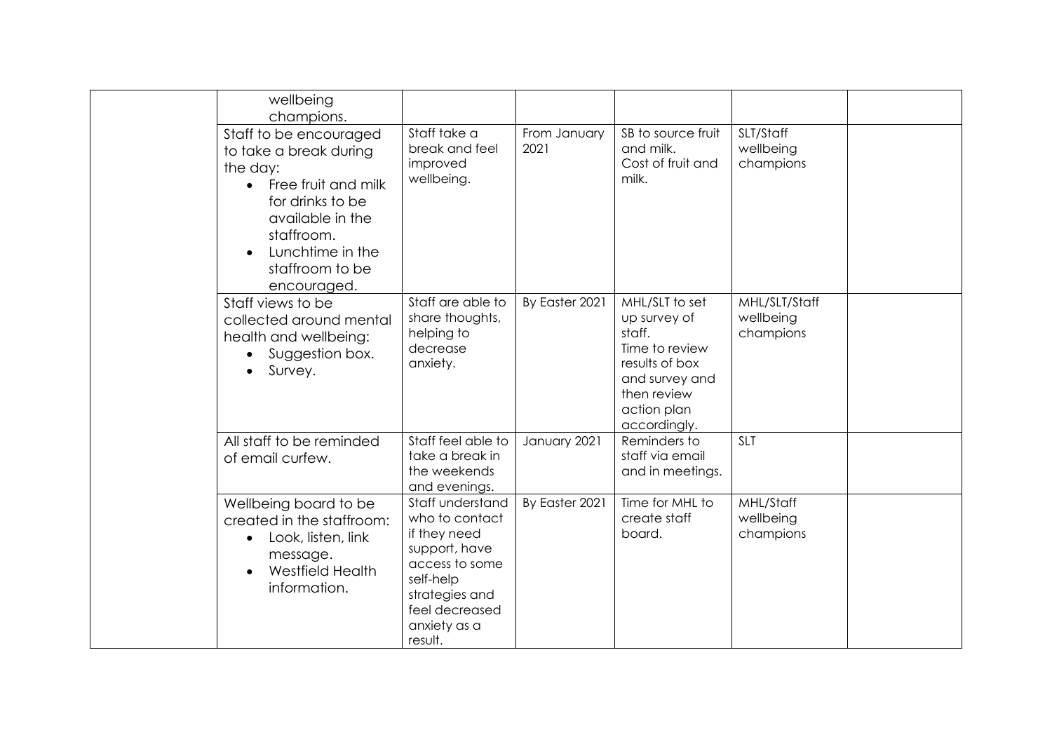| | | | | | | |
|---|---|---|---|---|---|---|
| | wellbeing champions. | | | | | |
| | Staff to be encouraged to take a break during the day:<br>• Free fruit and milk for drinks to be available in the staffroom.<br>• Lunchtime in the staffroom to be encouraged. | Staff take a break and feel improved wellbeing. | From January 2021 | SB to source fruit and milk.<br>Cost of fruit and milk. | SLT/Staff wellbeing champions | |
| | Staff views to be collected around mental health and wellbeing:<br>• Suggestion box.<br>• Survey. | Staff are able to share thoughts, helping to decrease anxiety. | By Easter 2021 | MHL/SLT to set up survey of staff.<br>Time to review results of box and survey and then review action plan accordingly. | MHL/SLT/Staff wellbeing champions | |
| | All staff to be reminded of email curfew. | Staff feel able to take a break in the weekends and evenings. | January 2021 | Reminders to staff via email and in meetings. | SLT | |
| | Wellbeing board to be created in the staffroom:<br>• Look, listen, link message.<br>• Westfield Health information. | Staff understand who to contact if they need support, have access to some self-help strategies and feel decreased anxiety as a result. | By Easter 2021 | Time for MHL to create staff board. | MHL/Staff wellbeing champions | |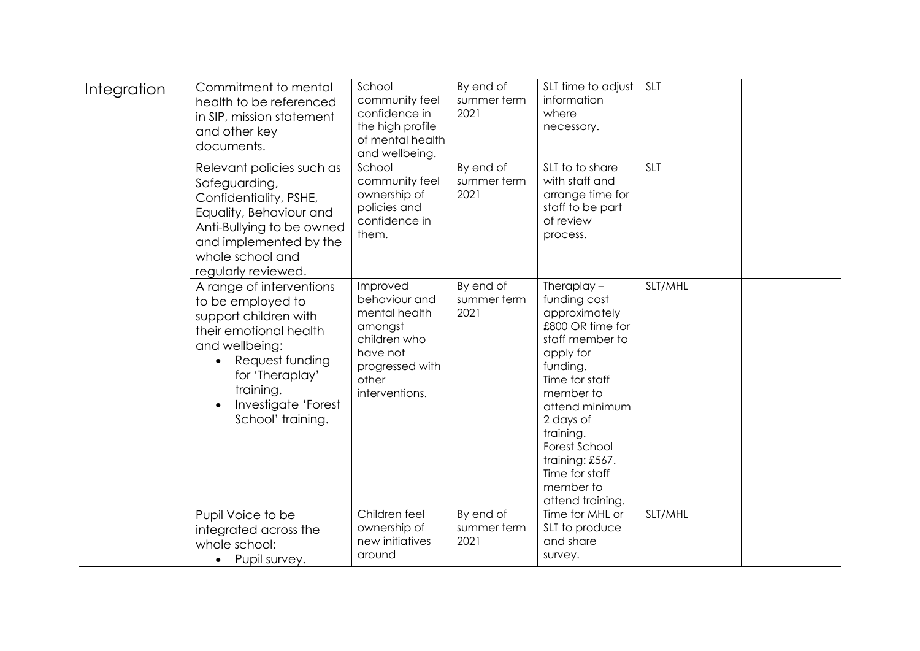| Integration | Commitment to mental health to be referenced in SIP, mission statement and other key documents. | School community feel confidence in the high profile of mental health and wellbeing. | By end of summer term 2021 | SLT time to adjust information where necessary. | SLT | |
|---|---|---|---|---|---|---|
| | Relevant policies such as Safeguarding, Confidentiality, PSHE, Equality, Behaviour and Anti-Bullying to be owned and implemented by the whole school and regularly reviewed. | School community feel ownership of policies and confidence in them. | By end of summer term 2021 | SLT to to share with staff and arrange time for staff to be part of review process. | SLT | |
| | A range of interventions to be employed to support children with their emotional health and wellbeing: <br>• Request funding for 'Theraplay' training. <br>• Investigate 'Forest School' training. | Improved behaviour and mental health amongst children who have not progressed with other interventions. | By end of summer term 2021 | Theraplay – funding cost approximately £800 OR time for staff member to apply for funding. Time for staff member to attend minimum 2 days of training. Forest School training: £567. Time for staff member to attend training. | SLT/MHL | |
| | Pupil Voice to be integrated across the whole school: <br>• Pupil survey. | Children feel ownership of new initiatives around | By end of summer term 2021 | Time for MHL or SLT to produce and share survey. | SLT/MHL | |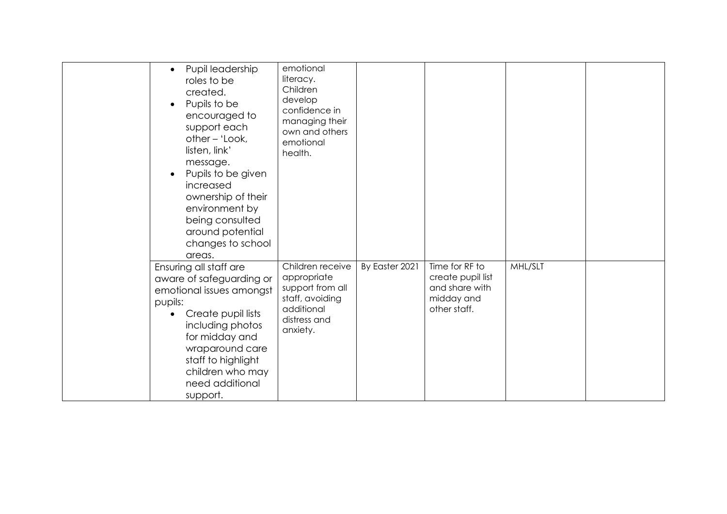| | | | | | | |
|---|---|---|---|---|---|---|
| | • Pupil leadership roles to be created.<br>• Pupils to be encouraged to support each other – 'Look, listen, link' message.<br>• Pupils to be given increased ownership of their environment by being consulted around potential changes to school areas. | emotional literacy. Children develop confidence in managing their own and others emotional health. | | | | |
| | Ensuring all staff are aware of safeguarding or emotional issues amongst pupils:<br>• Create pupil lists including photos for midday and wraparound care staff to highlight children who may need additional support. | Children receive appropriate support from all staff, avoiding additional distress and anxiety. | By Easter 2021 | Time for RF to create pupil list and share with midday and other staff. | MHL/SLT | |